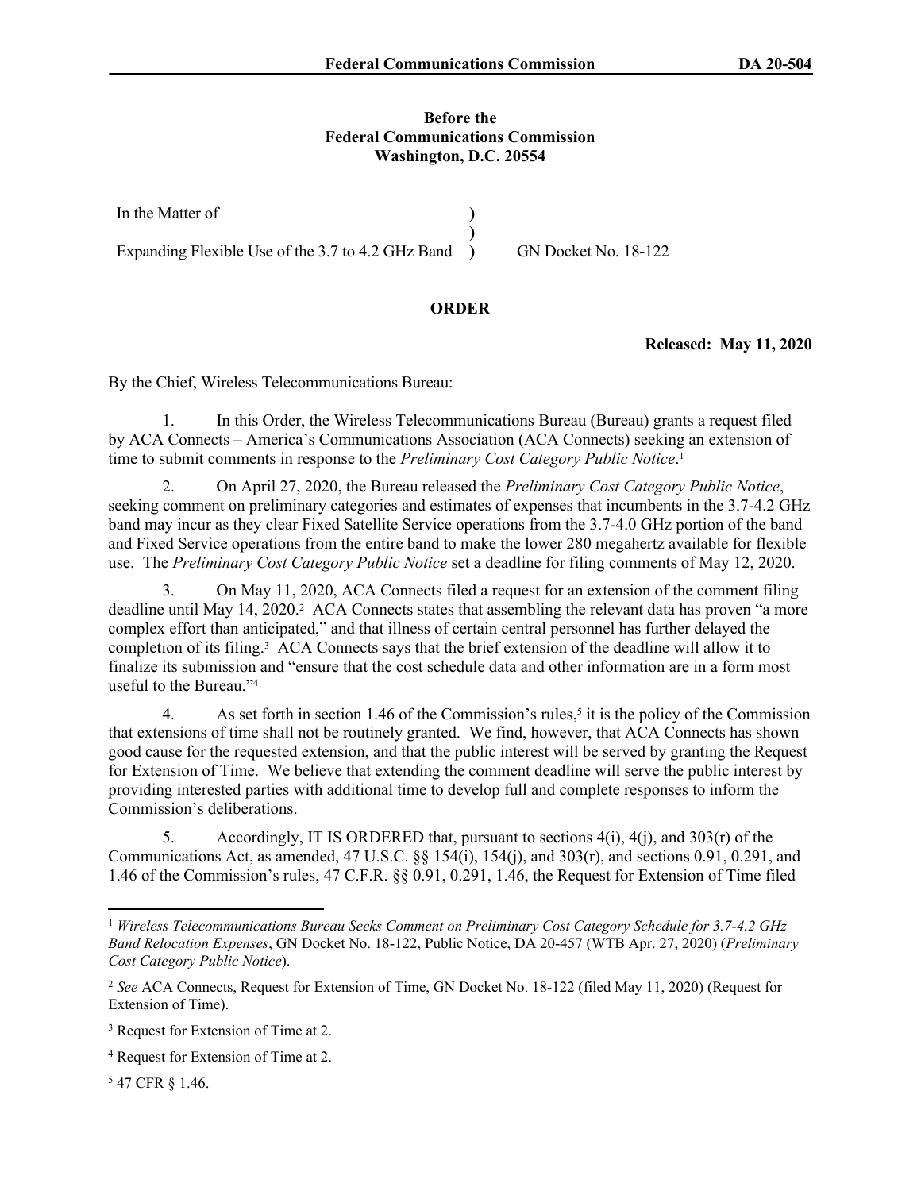**Before the**
**Federal Communications Commission**
**Washington, D.C. 20554**

| | | |
|---|---|---|
| In the Matter of | ) | |
| | ) | |
| Expanding Flexible Use of the 3.7 to 4.2 GHz Band | ) | GN Docket No. 18-122 |

## ORDER

**Released: May 11, 2020**

By the Chief, Wireless Telecommunications Bureau:

1. In this Order, the Wireless Telecommunications Bureau (Bureau) grants a request filed by ACA Connects – America's Communications Association (ACA Connects) seeking an extension of time to submit comments in response to the *Preliminary Cost Category Public Notice*.[1]

2. On April 27, 2020, the Bureau released the *Preliminary Cost Category Public Notice*, seeking comment on preliminary categories and estimates of expenses that incumbents in the 3.7-4.2 GHz band may incur as they clear Fixed Satellite Service operations from the 3.7-4.0 GHz portion of the band and Fixed Service operations from the entire band to make the lower 280 megahertz available for flexible use. The *Preliminary Cost Category Public Notice* set a deadline for filing comments of May 12, 2020.

3. On May 11, 2020, ACA Connects filed a request for an extension of the comment filing deadline until May 14, 2020.[2] ACA Connects states that assembling the relevant data has proven "a more complex effort than anticipated," and that illness of certain central personnel has further delayed the completion of its filing.[3] ACA Connects says that the brief extension of the deadline will allow it to finalize its submission and "ensure that the cost schedule data and other information are in a form most useful to the Bureau."[4]

4. As set forth in section 1.46 of the Commission's rules,[5] it is the policy of the Commission that extensions of time shall not be routinely granted. We find, however, that ACA Connects has shown good cause for the requested extension, and that the public interest will be served by granting the Request for Extension of Time. We believe that extending the comment deadline will serve the public interest by providing interested parties with additional time to develop full and complete responses to inform the Commission's deliberations.

5. Accordingly, IT IS ORDERED that, pursuant to sections 4(i), 4(j), and 303(r) of the Communications Act, as amended, 47 U.S.C. §§ 154(i), 154(j), and 303(r), and sections 0.91, 0.291, and 1.46 of the Commission's rules, 47 C.F.R. §§ 0.91, 0.291, 1.46, the Request for Extension of Time filed

---

[1] *Wireless Telecommunications Bureau Seeks Comment on Preliminary Cost Category Schedule for 3.7-4.2 GHz Band Relocation Expenses*, GN Docket No. 18-122, Public Notice, DA 20-457 (WTB Apr. 27, 2020) (*Preliminary Cost Category Public Notice*).

[2] *See* ACA Connects, Request for Extension of Time, GN Docket No. 18-122 (filed May 11, 2020) (Request for Extension of Time).

[3] Request for Extension of Time at 2.

[4] Request for Extension of Time at 2.

[5] 47 CFR § 1.46.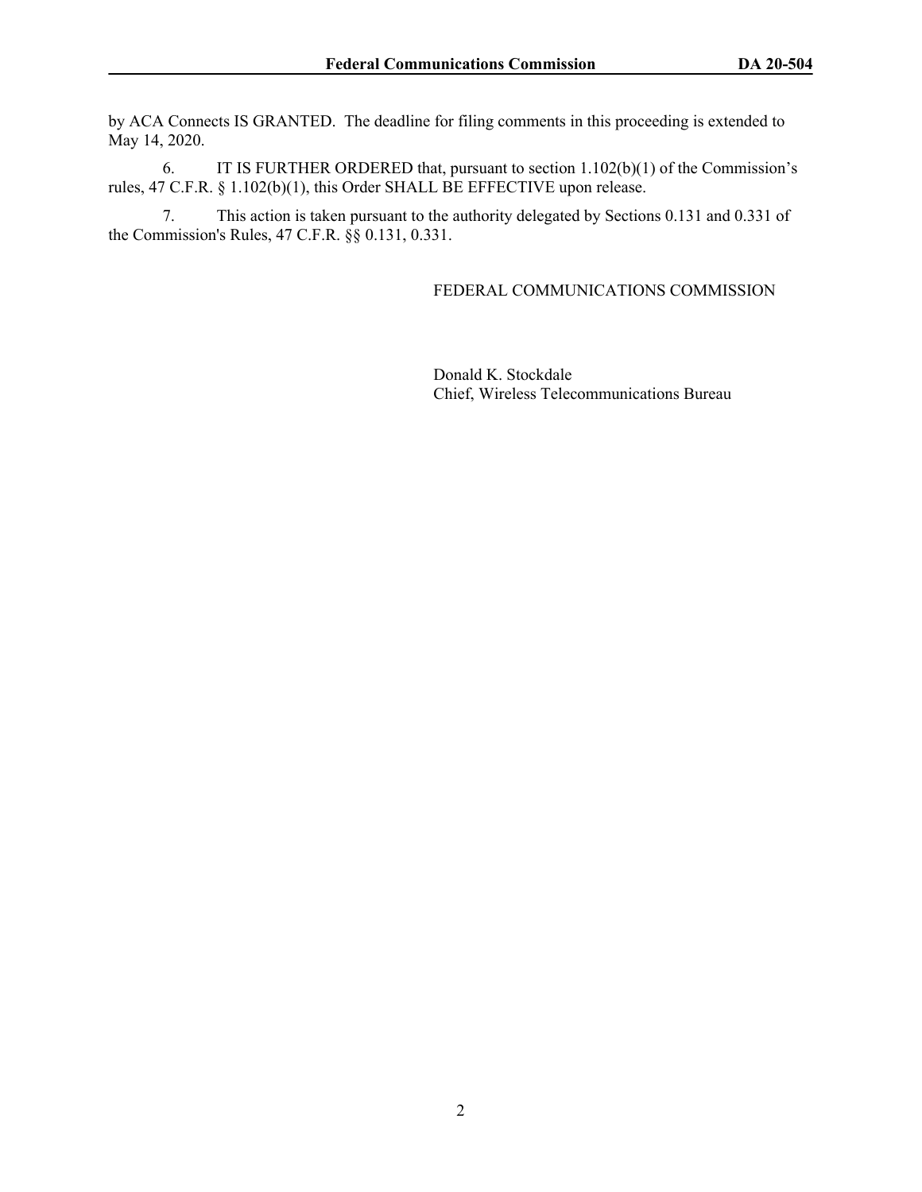by ACA Connects IS GRANTED. The deadline for filing comments in this proceeding is extended to May 14, 2020.

6. IT IS FURTHER ORDERED that, pursuant to section 1.102(b)(1) of the Commission's rules, 47 C.F.R. § 1.102(b)(1), this Order SHALL BE EFFECTIVE upon release.

7. This action is taken pursuant to the authority delegated by Sections 0.131 and 0.331 of the Commission's Rules, 47 C.F.R. §§ 0.131, 0.331.

FEDERAL COMMUNICATIONS COMMISSION

Donald K. Stockdale
Chief, Wireless Telecommunications Bureau